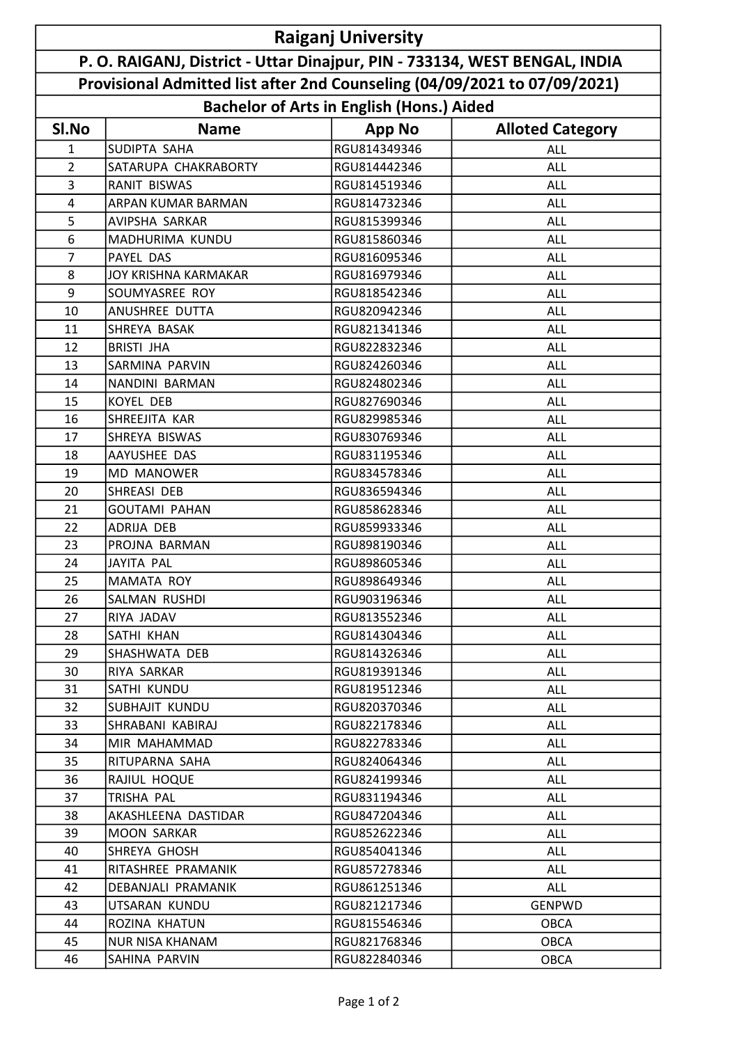# Raiganj University

## P. O. RAIGANJ, District - Uttar Dinajpur, PIN - 733134, WEST BENGAL, INDIA

### Provisional Admitted list after 2nd Counseling (04/09/2021 to 07/09/2021)

### Bachelor of Arts in English (Hons.) Aided

| Sl.No | Name | App No | Alloted Category |
|---|---|---|---|
| 1 | SUDIPTA SAHA | RGU814349346 | ALL |
| 2 | SATARUPA CHAKRABORTY | RGU814442346 | ALL |
| 3 | RANIT BISWAS | RGU814519346 | ALL |
| 4 | ARPAN KUMAR BARMAN | RGU814732346 | ALL |
| 5 | AVIPSHA SARKAR | RGU815399346 | ALL |
| 6 | MADHURIMA KUNDU | RGU815860346 | ALL |
| 7 | PAYEL DAS | RGU816095346 | ALL |
| 8 | JOY KRISHNA KARMAKAR | RGU816979346 | ALL |
| 9 | SOUMYASREE ROY | RGU818542346 | ALL |
| 10 | ANUSHREE DUTTA | RGU820942346 | ALL |
| 11 | SHREYA BASAK | RGU821341346 | ALL |
| 12 | BRISTI JHA | RGU822832346 | ALL |
| 13 | SARMINA PARVIN | RGU824260346 | ALL |
| 14 | NANDINI BARMAN | RGU824802346 | ALL |
| 15 | KOYEL DEB | RGU827690346 | ALL |
| 16 | SHREEJITA KAR | RGU829985346 | ALL |
| 17 | SHREYA BISWAS | RGU830769346 | ALL |
| 18 | AAYUSHEE DAS | RGU831195346 | ALL |
| 19 | MD MANOWER | RGU834578346 | ALL |
| 20 | SHREASI DEB | RGU836594346 | ALL |
| 21 | GOUTAMI PAHAN | RGU858628346 | ALL |
| 22 | ADRIJA DEB | RGU859933346 | ALL |
| 23 | PROJNA BARMAN | RGU898190346 | ALL |
| 24 | JAYITA PAL | RGU898605346 | ALL |
| 25 | MAMATA ROY | RGU898649346 | ALL |
| 26 | SALMAN RUSHDI | RGU903196346 | ALL |
| 27 | RIYA JADAV | RGU813552346 | ALL |
| 28 | SATHI KHAN | RGU814304346 | ALL |
| 29 | SHASHWATA DEB | RGU814326346 | ALL |
| 30 | RIYA SARKAR | RGU819391346 | ALL |
| 31 | SATHI KUNDU | RGU819512346 | ALL |
| 32 | SUBHAJIT KUNDU | RGU820370346 | ALL |
| 33 | SHRABANI KABIRAJ | RGU822178346 | ALL |
| 34 | MIR MAHAMMAD | RGU822783346 | ALL |
| 35 | RITUPARNA SAHA | RGU824064346 | ALL |
| 36 | RAJIUL HOQUE | RGU824199346 | ALL |
| 37 | TRISHA PAL | RGU831194346 | ALL |
| 38 | AKASHLEENA DASTIDAR | RGU847204346 | ALL |
| 39 | MOON SARKAR | RGU852622346 | ALL |
| 40 | SHREYA GHOSH | RGU854041346 | ALL |
| 41 | RITASHREE PRAMANIK | RGU857278346 | ALL |
| 42 | DEBANJALI PRAMANIK | RGU861251346 | ALL |
| 43 | UTSARAN KUNDU | RGU821217346 | GENPWD |
| 44 | ROZINA KHATUN | RGU815546346 | OBCA |
| 45 | NUR NISA KHANAM | RGU821768346 | OBCA |
| 46 | SAHINA PARVIN | RGU822840346 | OBCA |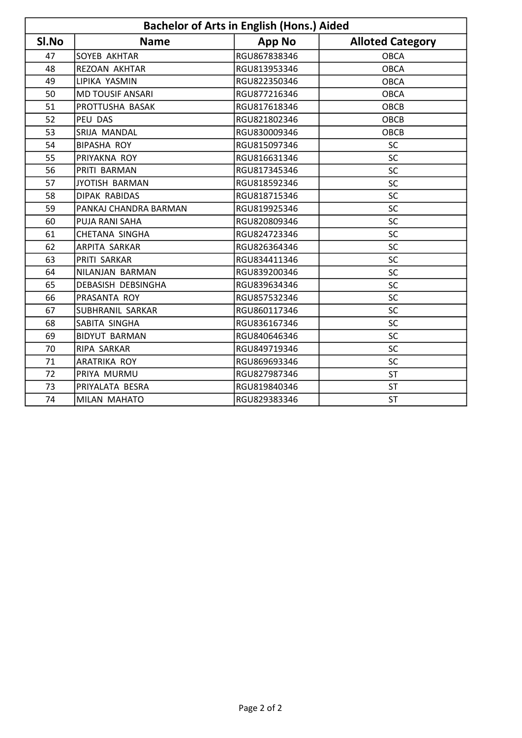| Bachelor of Arts in English (Hons.) Aided | | | |
|---|---|---|---|
| **Sl.No** | **Name** | **App No** | **Alloted Category** |
| 47 | SOYEB AKHTAR | RGU867838346 | OBCA |
| 48 | REZOAN AKHTAR | RGU813953346 | OBCA |
| 49 | LIPIKA YASMIN | RGU822350346 | OBCA |
| 50 | MD TOUSIF ANSARI | RGU877216346 | OBCA |
| 51 | PROTTUSHA BASAK | RGU817618346 | OBCB |
| 52 | PEU DAS | RGU821802346 | OBCB |
| 53 | SRIJA MANDAL | RGU830009346 | OBCB |
| 54 | BIPASHA ROY | RGU815097346 | SC |
| 55 | PRIYAKNA ROY | RGU816631346 | SC |
| 56 | PRITI BARMAN | RGU817345346 | SC |
| 57 | JYOTISH BARMAN | RGU818592346 | SC |
| 58 | DIPAK RABIDAS | RGU818715346 | SC |
| 59 | PANKAJ CHANDRA BARMAN | RGU819925346 | SC |
| 60 | PUJA RANI SAHA | RGU820809346 | SC |
| 61 | CHETANA SINGHA | RGU824723346 | SC |
| 62 | ARPITA SARKAR | RGU826364346 | SC |
| 63 | PRITI SARKAR | RGU834411346 | SC |
| 64 | NILANJAN BARMAN | RGU839200346 | SC |
| 65 | DEBASISH DEBSINGHA | RGU839634346 | SC |
| 66 | PRASANTA ROY | RGU857532346 | SC |
| 67 | SUBHRANIL SARKAR | RGU860117346 | SC |
| 68 | SABITA SINGHA | RGU836167346 | SC |
| 69 | BIDYUT BARMAN | RGU840646346 | SC |
| 70 | RIPA SARKAR | RGU849719346 | SC |
| 71 | ARATRIKA ROY | RGU869693346 | SC |
| 72 | PRIYA MURMU | RGU827987346 | ST |
| 73 | PRIYALATA BESRA | RGU819840346 | ST |
| 74 | MILAN MAHATO | RGU829383346 | ST |